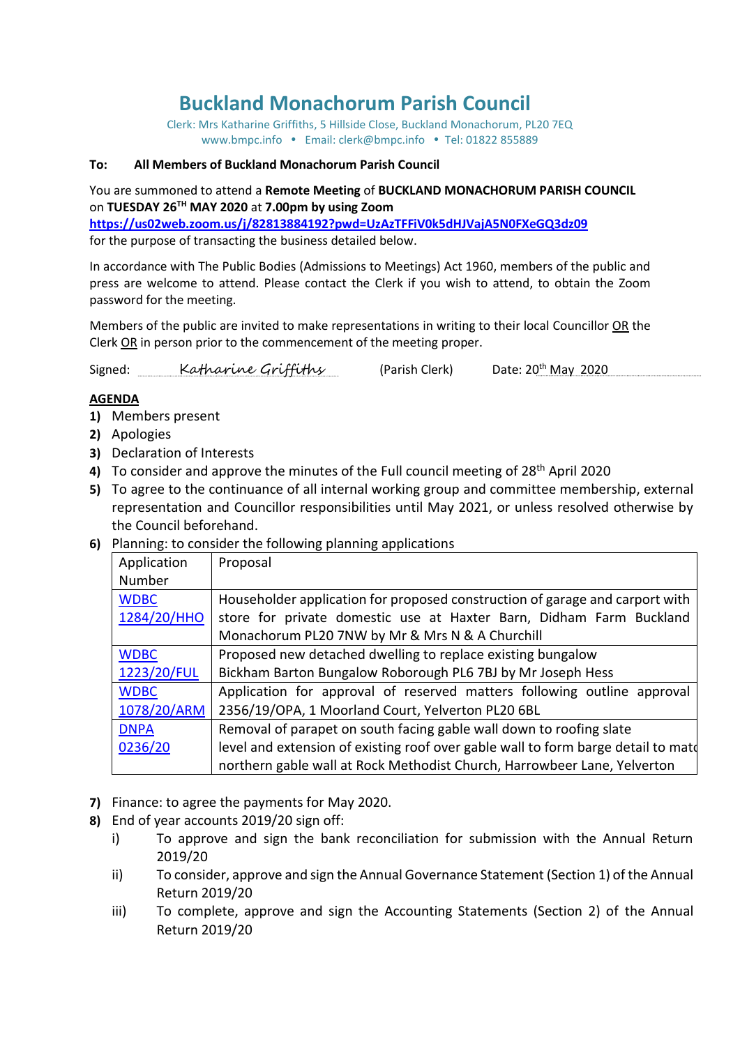// Buckland Monachorum Parish Council

Clerk: Mrs Katharine Griffiths, 5 Hillside Close, Buckland Monachorum, PL20 7EQ
www.bmpc.info • Email: clerk@bmpc.info • Tel: 01822 855889

**To: All Members of Buckland Monachorum Parish Council**

You are summoned to attend a **Remote Meeting** of **BUCKLAND MONACHORUM PARISH COUNCIL** on **TUESDAY 26TH MAY 2020** at **7.00pm by using Zoom**
**https://us02web.zoom.us/j/82813884192?pwd=UzAzTFFiV0k5dHJVajA5N0FXeGQ3dz09**
for the purpose of transacting the business detailed below.

In accordance with The Public Bodies (Admissions to Meetings) Act 1960, members of the public and press are welcome to attend. Please contact the Clerk if you wish to attend, to obtain the Zoom password for the meeting.

Members of the public are invited to make representations in writing to their local Councillor OR the Clerk OR in person prior to the commencement of the meeting proper.

Signed: *Katharine Griffiths* (Parish Clerk) Date: 20th May 2020

## AGENDA

1) Members present
2) Apologies
3) Declaration of Interests
4) To consider and approve the minutes of the Full council meeting of 28th April 2020
5) To agree to the continuance of all internal working group and committee membership, external representation and Councillor responsibilities until May 2021, or unless resolved otherwise by the Council beforehand.
6) Planning: to consider the following planning applications

| Application Number | Proposal |
|---|---|
| WDBC 1284/20/HHO | Householder application for proposed construction of garage and carport with store for private domestic use at Haxter Barn, Didham Farm Buckland Monachorum PL20 7NW by Mr & Mrs N & A Churchill |
| WDBC 1223/20/FUL | Proposed new detached dwelling to replace existing bungalow Bickham Barton Bungalow Roborough PL6 7BJ by Mr Joseph Hess |
| WDBC 1078/20/ARM | Application for approval of reserved matters following outline approval 2356/19/OPA, 1 Moorland Court, Yelverton PL20 6BL |
| DNPA 0236/20 | Removal of parapet on south facing gable wall down to roofing slate level and extension of existing roof over gable wall to form barge detail to matc northern gable wall at Rock Methodist Church, Harrowbeer Lane, Yelverton |

7) Finance: to agree the payments for May 2020.
8) End of year accounts 2019/20 sign off:
   i) To approve and sign the bank reconciliation for submission with the Annual Return 2019/20
   ii) To consider, approve and sign the Annual Governance Statement (Section 1) of the Annual Return 2019/20
   iii) To complete, approve and sign the Accounting Statements (Section 2) of the Annual Return 2019/20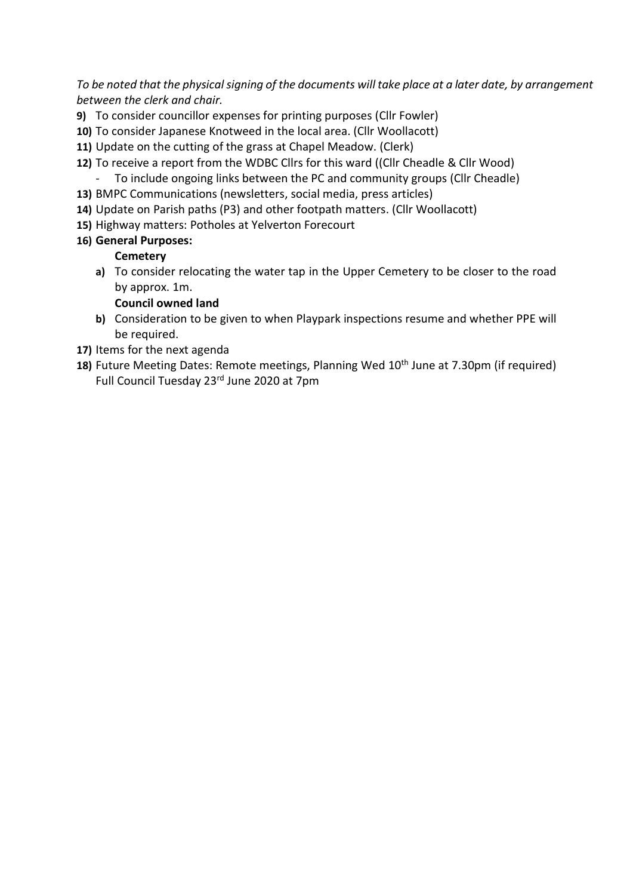*To be noted that the physical signing of the documents will take place at a later date, by arrangement between the clerk and chair.*

**9)** To consider councillor expenses for printing purposes (Cllr Fowler)

**10)** To consider Japanese Knotweed in the local area. (Cllr Woollacott)

**11)** Update on the cutting of the grass at Chapel Meadow. (Clerk)

**12)** To receive a report from the WDBC Cllrs for this ward ((Cllr Cheadle & Cllr Wood)

- To include ongoing links between the PC and community groups (Cllr Cheadle)

**13)** BMPC Communications (newsletters, social media, press articles)

**14)** Update on Parish paths (P3) and other footpath matters. (Cllr Woollacott)

**15)** Highway matters: Potholes at Yelverton Forecourt

**16) General Purposes:**

**Cemetery**

**a)** To consider relocating the water tap in the Upper Cemetery to be closer to the road by approx. 1m.

**Council owned land**

**b)** Consideration to be given to when Playpark inspections resume and whether PPE will be required.

**17)** Items for the next agenda

**18)** Future Meeting Dates: Remote meetings, Planning Wed 10th June at 7.30pm (if required) Full Council Tuesday 23rd June 2020 at 7pm